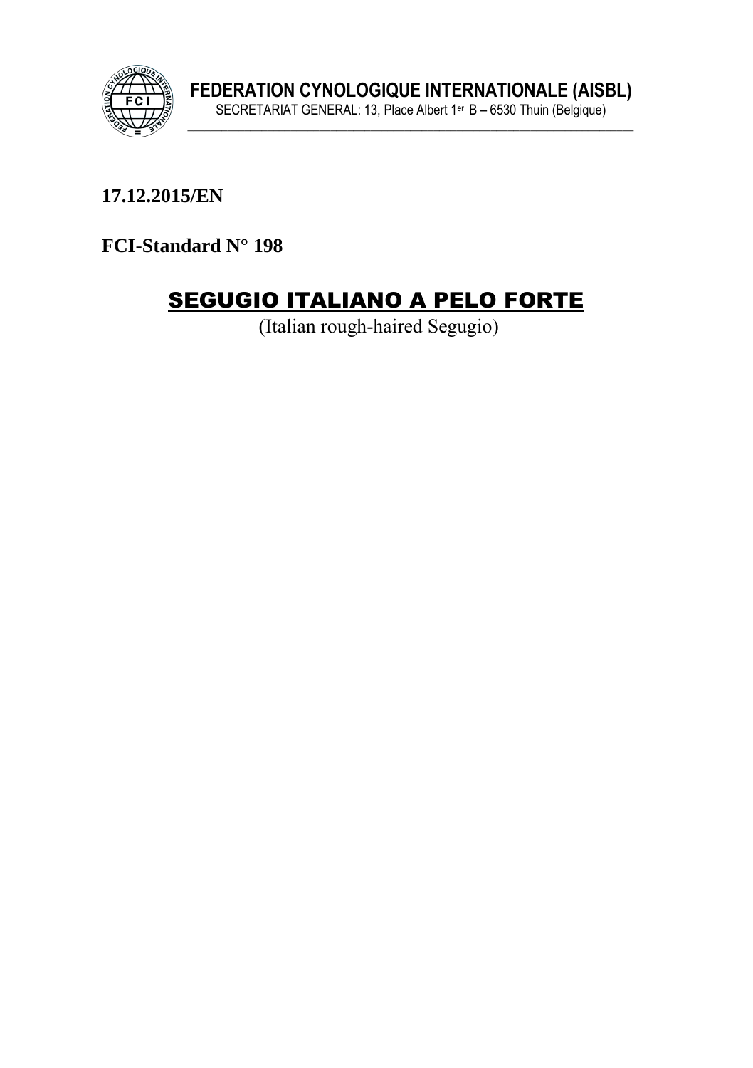**FEDERATION CYNOLOGIQUE INTERNATIONALE (AISBL)**
SECRETARIAT GENERAL: 13, Place Albert 1er B – 6530 Thuin (Belgique)

**17.12.2015/EN**

**FCI-Standard N° 198**

# SEGUGIO ITALIANO A PELO FORTE

(Italian rough-haired Segugio)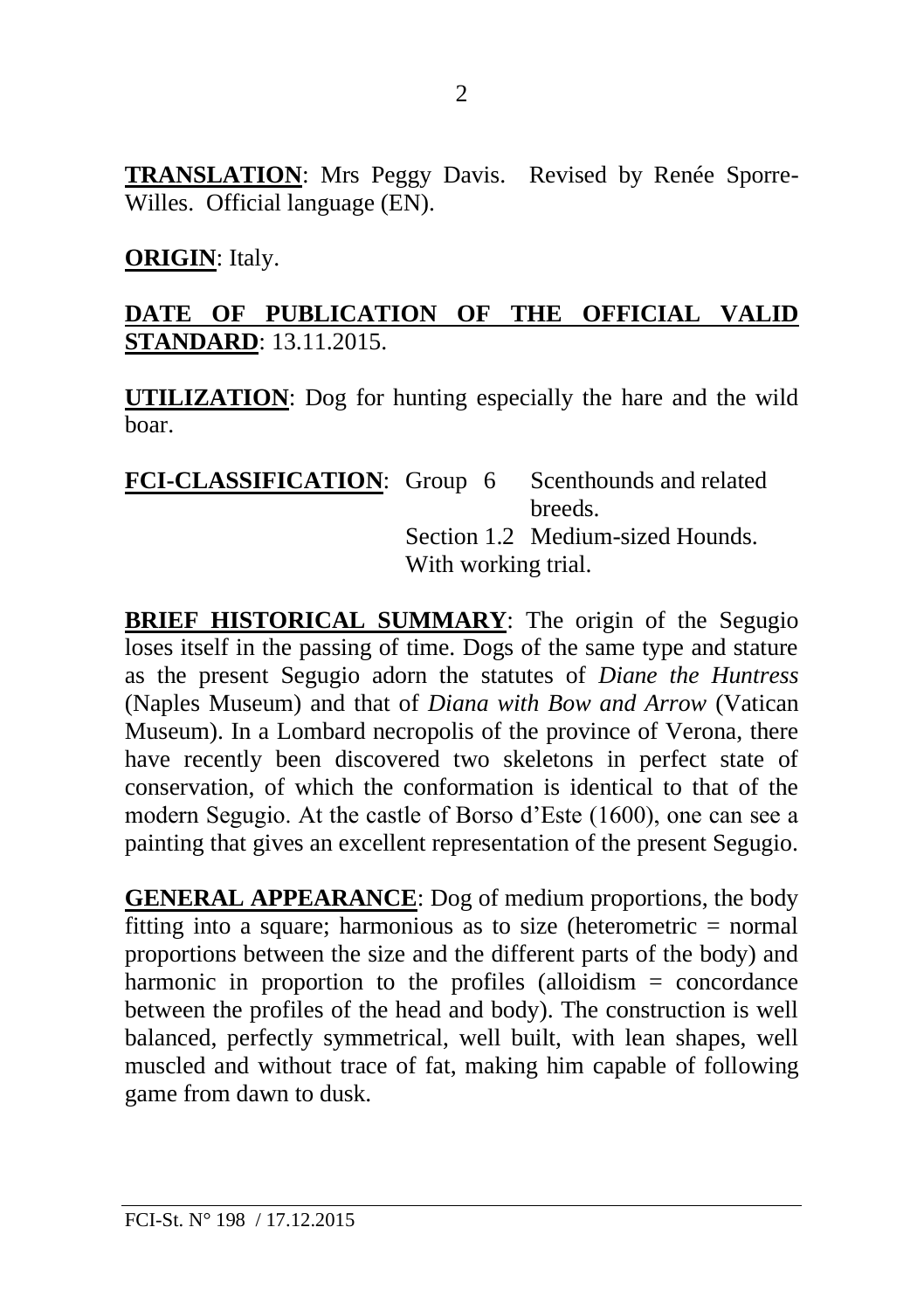**TRANSLATION**: Mrs Peggy Davis. Revised by Renée Sporre-Willes. Official language (EN).

**ORIGIN**: Italy.

**DATE OF PUBLICATION OF THE OFFICIAL VALID STANDARD**: 13.11.2015.

**UTILIZATION**: Dog for hunting especially the hare and the wild boar.

**FCI-CLASSIFICATION**: Group 6 Scenthounds and related breeds.
Section 1.2 Medium-sized Hounds.
With working trial.

**BRIEF HISTORICAL SUMMARY**: The origin of the Segugio loses itself in the passing of time. Dogs of the same type and stature as the present Segugio adorn the statutes of *Diane the Huntress* (Naples Museum) and that of *Diana with Bow and Arrow* (Vatican Museum). In a Lombard necropolis of the province of Verona, there have recently been discovered two skeletons in perfect state of conservation, of which the conformation is identical to that of the modern Segugio. At the castle of Borso d'Este (1600), one can see a painting that gives an excellent representation of the present Segugio.

**GENERAL APPEARANCE**: Dog of medium proportions, the body fitting into a square; harmonious as to size (heterometric = normal proportions between the size and the different parts of the body) and harmonic in proportion to the profiles (alloidism = concordance between the profiles of the head and body). The construction is well balanced, perfectly symmetrical, well built, with lean shapes, well muscled and without trace of fat, making him capable of following game from dawn to dusk.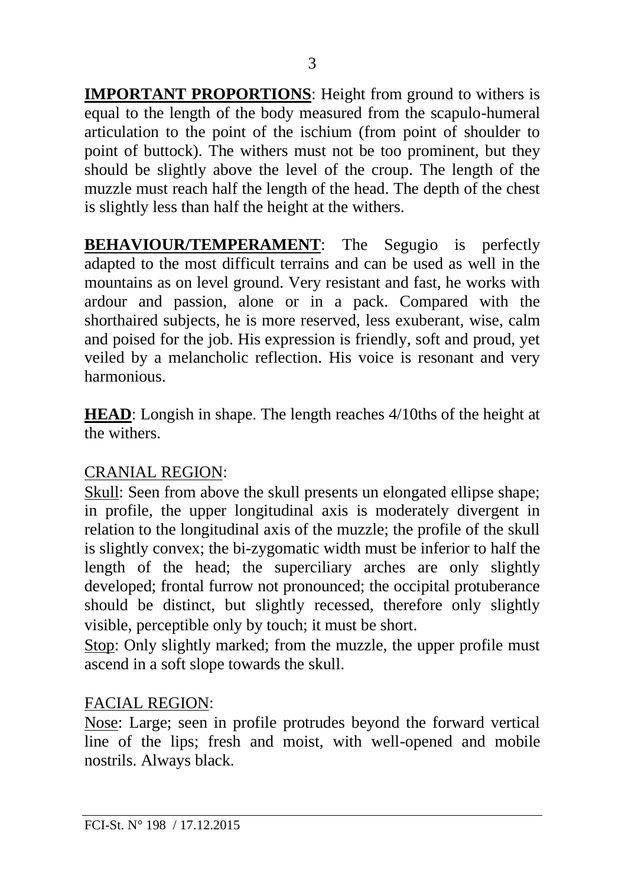**IMPORTANT PROPORTIONS**: Height from ground to withers is equal to the length of the body measured from the scapulo-humeral articulation to the point of the ischium (from point of shoulder to point of buttock). The withers must not be too prominent, but they should be slightly above the level of the croup. The length of the muzzle must reach half the length of the head. The depth of the chest is slightly less than half the height at the withers.

**BEHAVIOUR/TEMPERAMENT**: The Segugio is perfectly adapted to the most difficult terrains and can be used as well in the mountains as on level ground. Very resistant and fast, he works with ardour and passion, alone or in a pack. Compared with the shorthaired subjects, he is more reserved, less exuberant, wise, calm and poised for the job. His expression is friendly, soft and proud, yet veiled by a melancholic reflection. His voice is resonant and very harmonious.

**HEAD**: Longish in shape. The length reaches 4/10ths of the height at the withers.

CRANIAL REGION:

Skull: Seen from above the skull presents un elongated ellipse shape; in profile, the upper longitudinal axis is moderately divergent in relation to the longitudinal axis of the muzzle; the profile of the skull is slightly convex; the bi-zygomatic width must be inferior to half the length of the head; the superciliary arches are only slightly developed; frontal furrow not pronounced; the occipital protuberance should be distinct, but slightly recessed, therefore only slightly visible, perceptible only by touch; it must be short.

Stop: Only slightly marked; from the muzzle, the upper profile must ascend in a soft slope towards the skull.

FACIAL REGION:

Nose: Large; seen in profile protrudes beyond the forward vertical line of the lips; fresh and moist, with well-opened and mobile nostrils. Always black.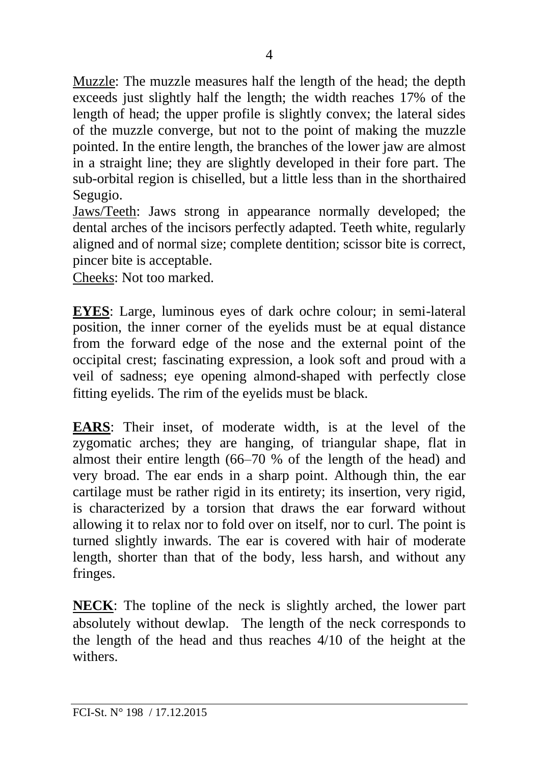Muzzle: The muzzle measures half the length of the head; the depth exceeds just slightly half the length; the width reaches 17% of the length of head; the upper profile is slightly convex; the lateral sides of the muzzle converge, but not to the point of making the muzzle pointed. In the entire length, the branches of the lower jaw are almost in a straight line; they are slightly developed in their fore part. The sub-orbital region is chiselled, but a little less than in the shorthaired Segugio.

Jaws/Teeth: Jaws strong in appearance normally developed; the dental arches of the incisors perfectly adapted. Teeth white, regularly aligned and of normal size; complete dentition; scissor bite is correct, pincer bite is acceptable.

Cheeks: Not too marked.

**EYES**: Large, luminous eyes of dark ochre colour; in semi-lateral position, the inner corner of the eyelids must be at equal distance from the forward edge of the nose and the external point of the occipital crest; fascinating expression, a look soft and proud with a veil of sadness; eye opening almond-shaped with perfectly close fitting eyelids. The rim of the eyelids must be black.

**EARS**: Their inset, of moderate width, is at the level of the zygomatic arches; they are hanging, of triangular shape, flat in almost their entire length (66–70 % of the length of the head) and very broad. The ear ends in a sharp point. Although thin, the ear cartilage must be rather rigid in its entirety; its insertion, very rigid, is characterized by a torsion that draws the ear forward without allowing it to relax nor to fold over on itself, nor to curl. The point is turned slightly inwards. The ear is covered with hair of moderate length, shorter than that of the body, less harsh, and without any fringes.

**NECK**: The topline of the neck is slightly arched, the lower part absolutely without dewlap. The length of the neck corresponds to the length of the head and thus reaches 4/10 of the height at the withers.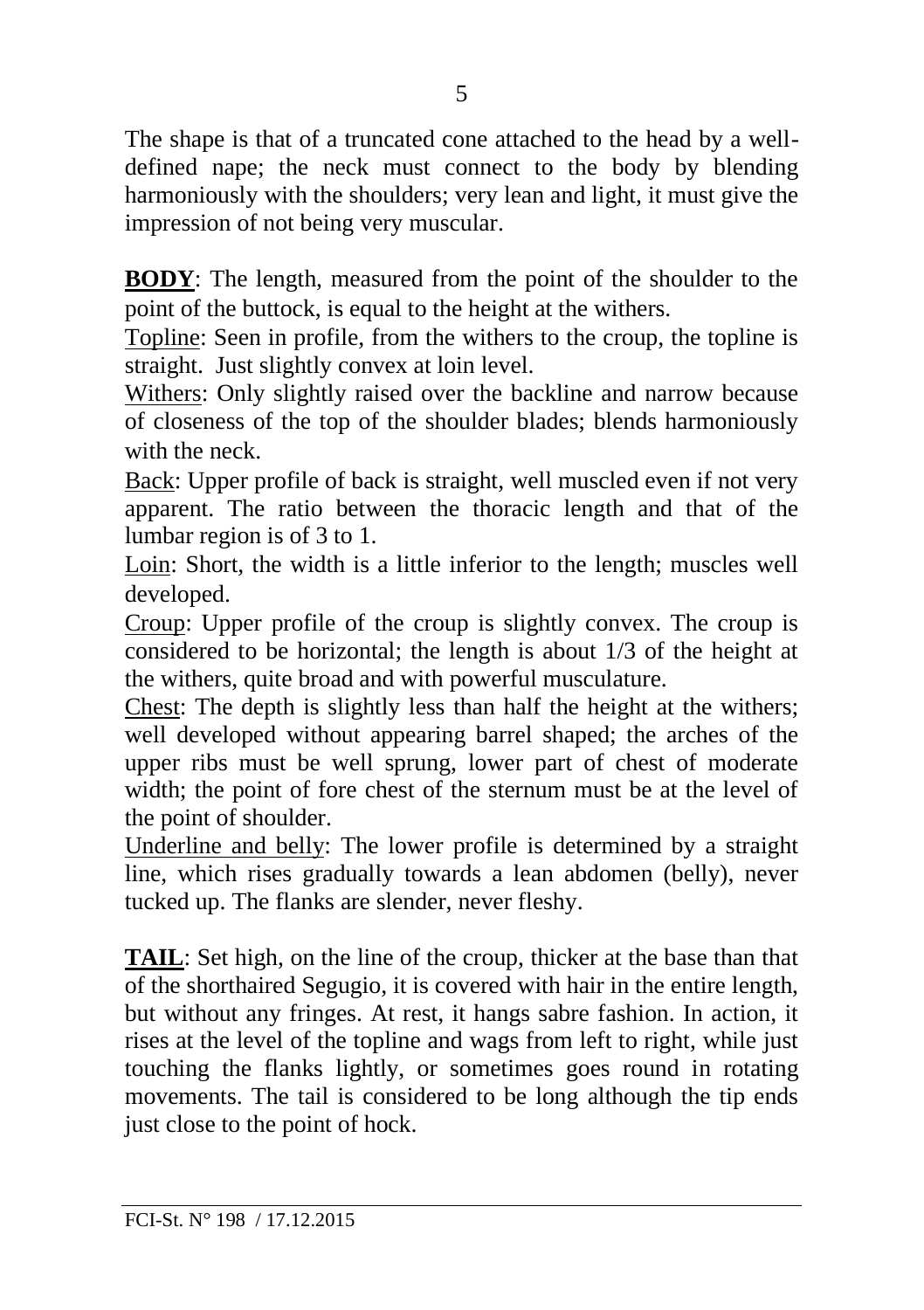The shape is that of a truncated cone attached to the head by a well-defined nape; the neck must connect to the body by blending harmoniously with the shoulders; very lean and light, it must give the impression of not being very muscular.

**BODY**: The length, measured from the point of the shoulder to the point of the buttock, is equal to the height at the withers.

Topline: Seen in profile, from the withers to the croup, the topline is straight. Just slightly convex at loin level.

Withers: Only slightly raised over the backline and narrow because of closeness of the top of the shoulder blades; blends harmoniously with the neck.

Back: Upper profile of back is straight, well muscled even if not very apparent. The ratio between the thoracic length and that of the lumbar region is of 3 to 1.

Loin: Short, the width is a little inferior to the length; muscles well developed.

Croup: Upper profile of the croup is slightly convex. The croup is considered to be horizontal; the length is about 1/3 of the height at the withers, quite broad and with powerful musculature.

Chest: The depth is slightly less than half the height at the withers; well developed without appearing barrel shaped; the arches of the upper ribs must be well sprung, lower part of chest of moderate width; the point of fore chest of the sternum must be at the level of the point of shoulder.

Underline and belly: The lower profile is determined by a straight line, which rises gradually towards a lean abdomen (belly), never tucked up. The flanks are slender, never fleshy.

**TAIL**: Set high, on the line of the croup, thicker at the base than that of the shorthaired Segugio, it is covered with hair in the entire length, but without any fringes. At rest, it hangs sabre fashion. In action, it rises at the level of the topline and wags from left to right, while just touching the flanks lightly, or sometimes goes round in rotating movements. The tail is considered to be long although the tip ends just close to the point of hock.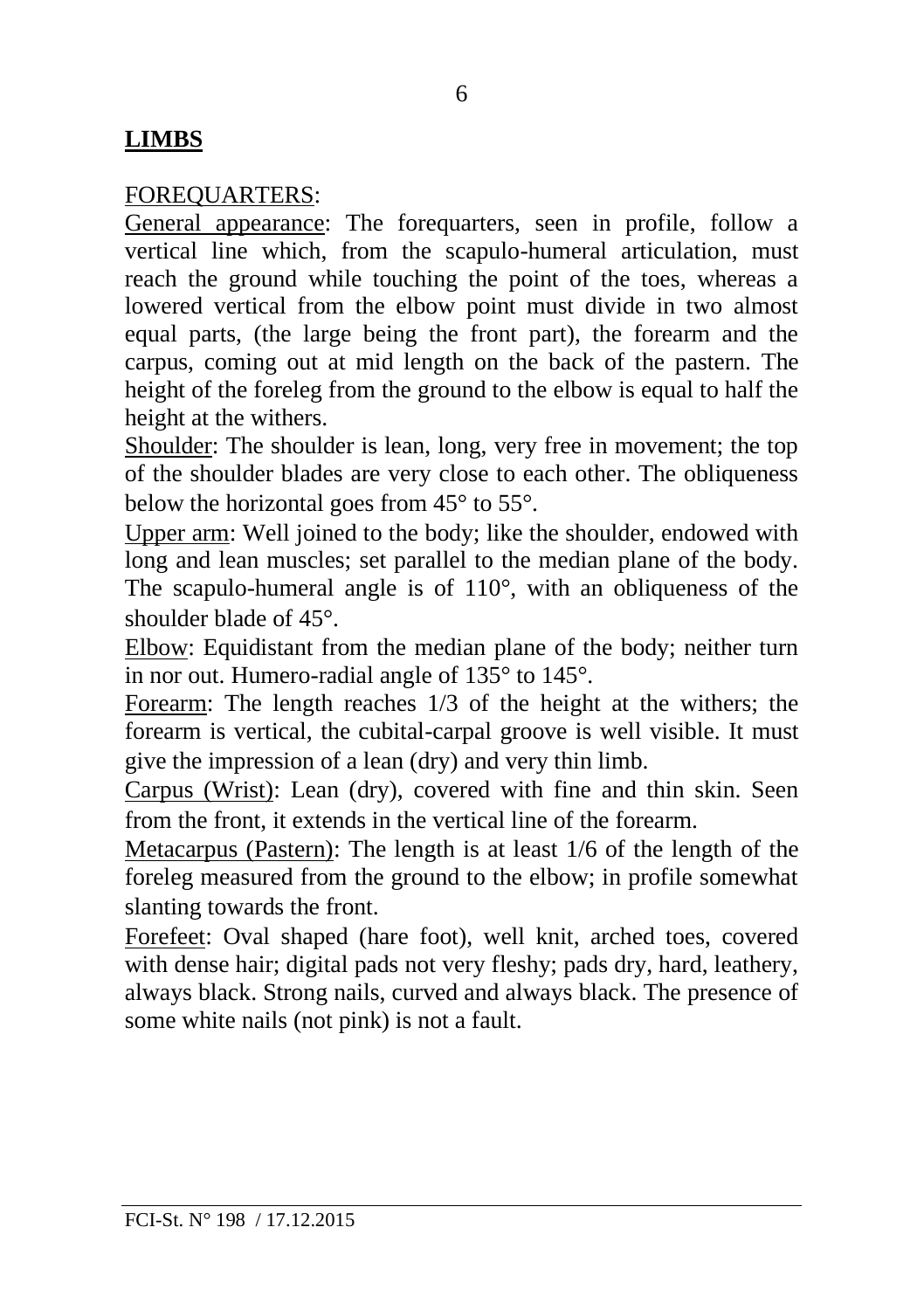## LIMBS

FOREQUARTERS:

General appearance: The forequarters, seen in profile, follow a vertical line which, from the scapulo-humeral articulation, must reach the ground while touching the point of the toes, whereas a lowered vertical from the elbow point must divide in two almost equal parts, (the large being the front part), the forearm and the carpus, coming out at mid length on the back of the pastern. The height of the foreleg from the ground to the elbow is equal to half the height at the withers.

Shoulder: The shoulder is lean, long, very free in movement; the top of the shoulder blades are very close to each other. The obliqueness below the horizontal goes from 45° to 55°.

Upper arm: Well joined to the body; like the shoulder, endowed with long and lean muscles; set parallel to the median plane of the body. The scapulo-humeral angle is of 110°, with an obliqueness of the shoulder blade of 45°.

Elbow: Equidistant from the median plane of the body; neither turn in nor out. Humero-radial angle of 135° to 145°.

Forearm: The length reaches 1/3 of the height at the withers; the forearm is vertical, the cubital-carpal groove is well visible. It must give the impression of a lean (dry) and very thin limb.

Carpus (Wrist): Lean (dry), covered with fine and thin skin. Seen from the front, it extends in the vertical line of the forearm.

Metacarpus (Pastern): The length is at least 1/6 of the length of the foreleg measured from the ground to the elbow; in profile somewhat slanting towards the front.

Forefeet: Oval shaped (hare foot), well knit, arched toes, covered with dense hair; digital pads not very fleshy; pads dry, hard, leathery, always black. Strong nails, curved and always black. The presence of some white nails (not pink) is not a fault.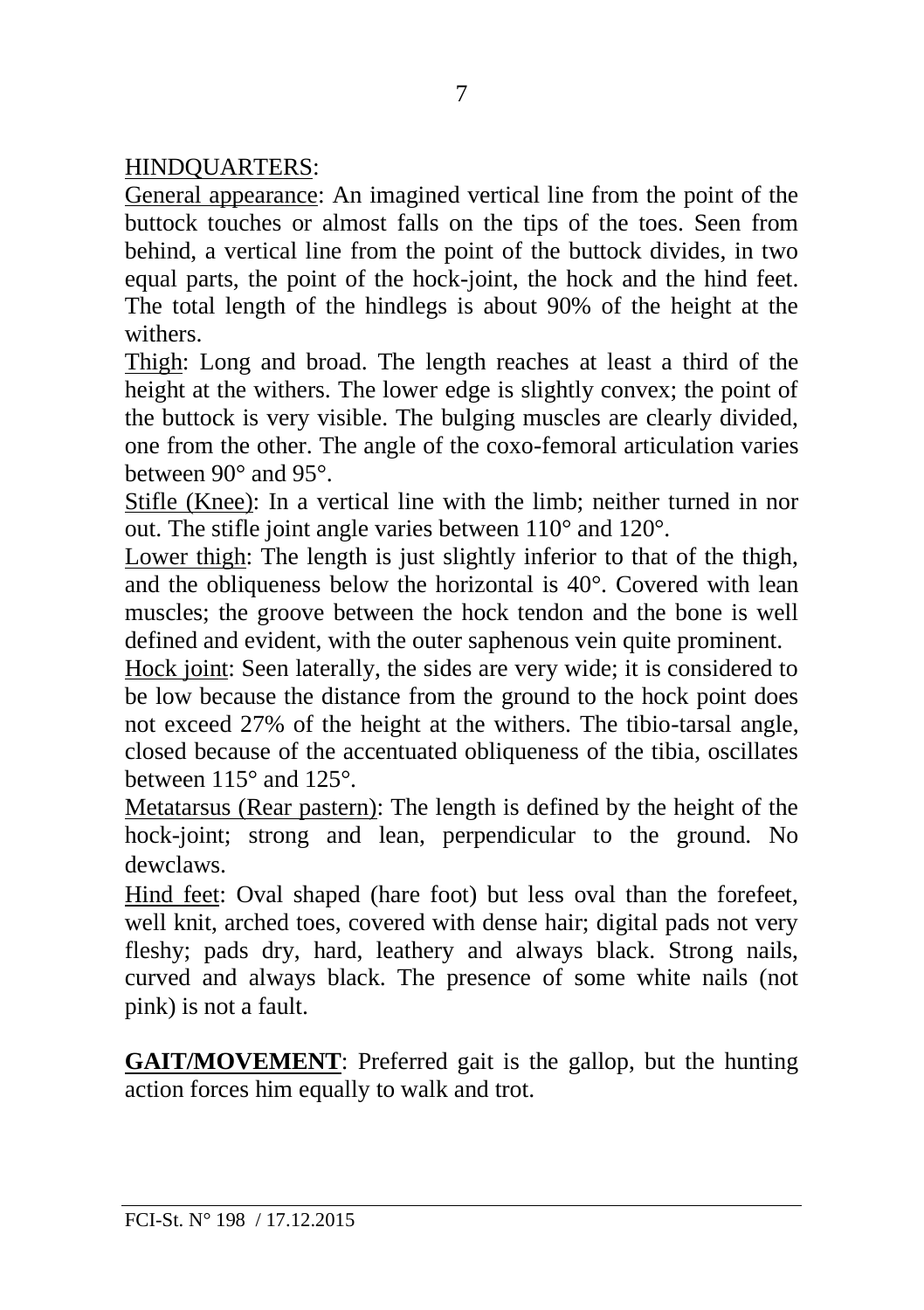HINDQUARTERS:

General appearance: An imagined vertical line from the point of the buttock touches or almost falls on the tips of the toes. Seen from behind, a vertical line from the point of the buttock divides, in two equal parts, the point of the hock-joint, the hock and the hind feet. The total length of the hindlegs is about 90% of the height at the withers.

Thigh: Long and broad. The length reaches at least a third of the height at the withers. The lower edge is slightly convex; the point of the buttock is very visible. The bulging muscles are clearly divided, one from the other. The angle of the coxo-femoral articulation varies between 90° and 95°.

Stifle (Knee): In a vertical line with the limb; neither turned in nor out. The stifle joint angle varies between 110° and 120°.

Lower thigh: The length is just slightly inferior to that of the thigh, and the obliqueness below the horizontal is 40°. Covered with lean muscles; the groove between the hock tendon and the bone is well defined and evident, with the outer saphenous vein quite prominent.

Hock joint: Seen laterally, the sides are very wide; it is considered to be low because the distance from the ground to the hock point does not exceed 27% of the height at the withers. The tibio-tarsal angle, closed because of the accentuated obliqueness of the tibia, oscillates between 115° and 125°.

Metatarsus (Rear pastern): The length is defined by the height of the hock-joint; strong and lean, perpendicular to the ground. No dewclaws.

Hind feet: Oval shaped (hare foot) but less oval than the forefeet, well knit, arched toes, covered with dense hair; digital pads not very fleshy; pads dry, hard, leathery and always black. Strong nails, curved and always black. The presence of some white nails (not pink) is not a fault.

**GAIT/MOVEMENT**: Preferred gait is the gallop, but the hunting action forces him equally to walk and trot.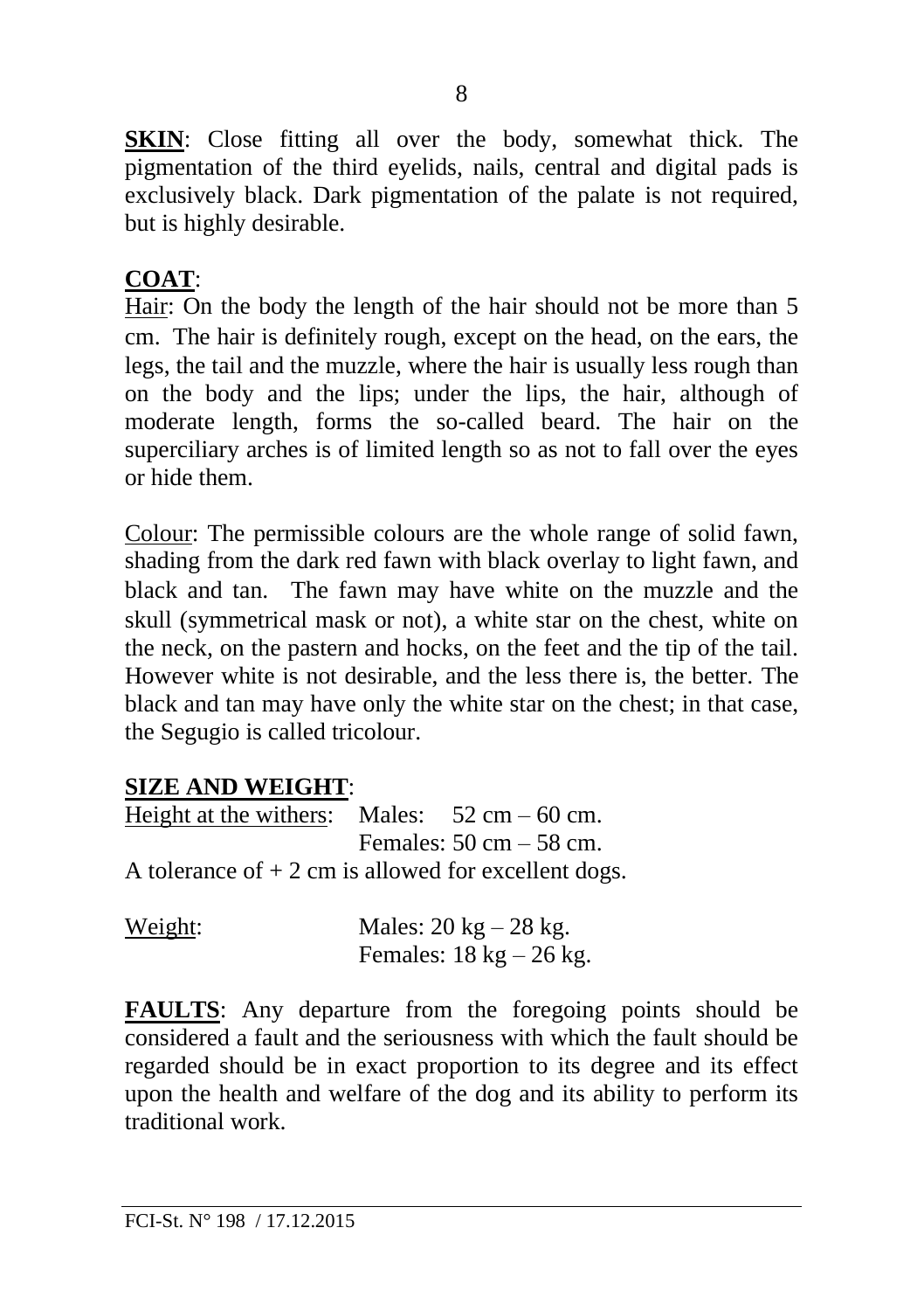**SKIN**: Close fitting all over the body, somewhat thick. The pigmentation of the third eyelids, nails, central and digital pads is exclusively black. Dark pigmentation of the palate is not required, but is highly desirable.

**COAT**:

Hair: On the body the length of the hair should not be more than 5 cm. The hair is definitely rough, except on the head, on the ears, the legs, the tail and the muzzle, where the hair is usually less rough than on the body and the lips; under the lips, the hair, although of moderate length, forms the so-called beard. The hair on the superciliary arches is of limited length so as not to fall over the eyes or hide them.

Colour: The permissible colours are the whole range of solid fawn, shading from the dark red fawn with black overlay to light fawn, and black and tan. The fawn may have white on the muzzle and the skull (symmetrical mask or not), a white star on the chest, white on the neck, on the pastern and hocks, on the feet and the tip of the tail. However white is not desirable, and the less there is, the better. The black and tan may have only the white star on the chest; in that case, the Segugio is called tricolour.

**SIZE AND WEIGHT**:

Height at the withers: Males: 52 cm – 60 cm.
Females: 50 cm – 58 cm.

A tolerance of + 2 cm is allowed for excellent dogs.

Weight: Males: 20 kg – 28 kg.
Females: 18 kg – 26 kg.

**FAULTS**: Any departure from the foregoing points should be considered a fault and the seriousness with which the fault should be regarded should be in exact proportion to its degree and its effect upon the health and welfare of the dog and its ability to perform its traditional work.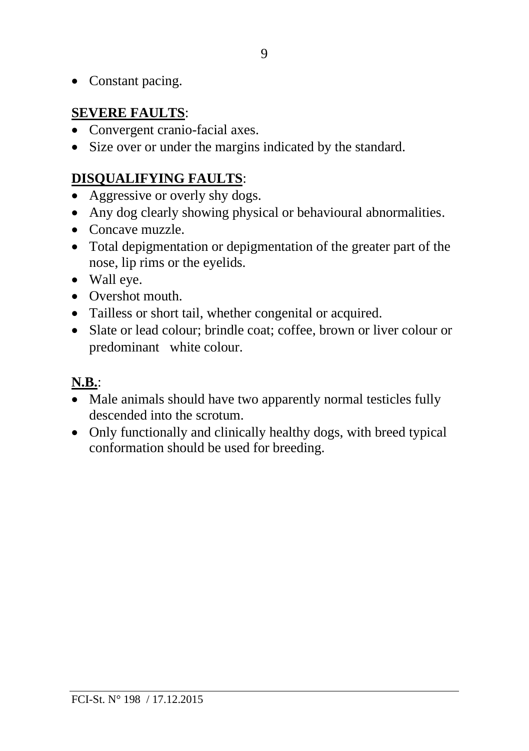- Constant pacing.

**SEVERE FAULTS**:

- Convergent cranio-facial axes.
- Size over or under the margins indicated by the standard.

**DISQUALIFYING FAULTS**:

- Aggressive or overly shy dogs.
- Any dog clearly showing physical or behavioural abnormalities.
- Concave muzzle.
- Total depigmentation or depigmentation of the greater part of the nose, lip rims or the eyelids.
- Wall eye.
- Overshot mouth.
- Tailless or short tail, whether congenital or acquired.
- Slate or lead colour; brindle coat; coffee, brown or liver colour or predominant white colour.

**N.B.**:

- Male animals should have two apparently normal testicles fully descended into the scrotum.
- Only functionally and clinically healthy dogs, with breed typical conformation should be used for breeding.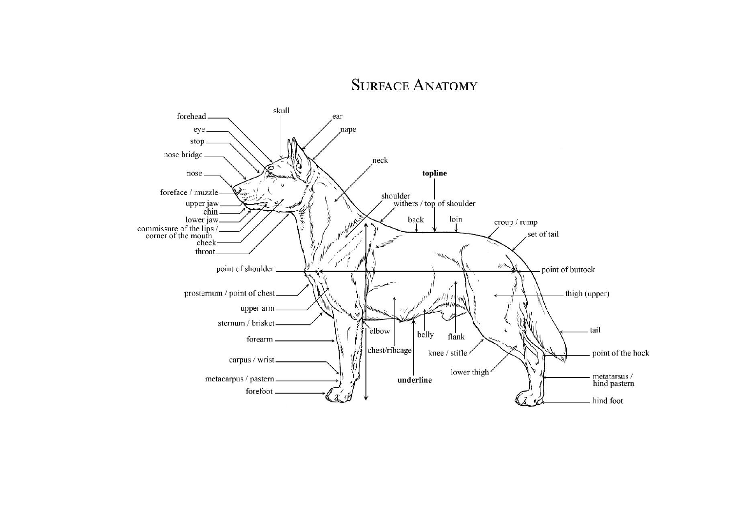# Surface Anatomy

skull
ear
nape
forehead
eye
stop
nose bridge
nose
foreface / muzzle
upper jaw
chin
lower jaw
commissure of the lips / corner of the mouth
cheek
throat
neck
topline
shoulder
withers / top of shoulder
back
loin
croup / rump
set of tail
point of shoulder
point of buttock
prosternum / point of chest
thigh (upper)
upper arm
sternum / brisket
elbow
belly
flank
tail
forearm
chest/ribcage
knee / stifle
point of the hock
carpus / wrist
lower thigh
metacarpus / pastern
underline
metatarsus / hind pastern
forefoot
hind foot